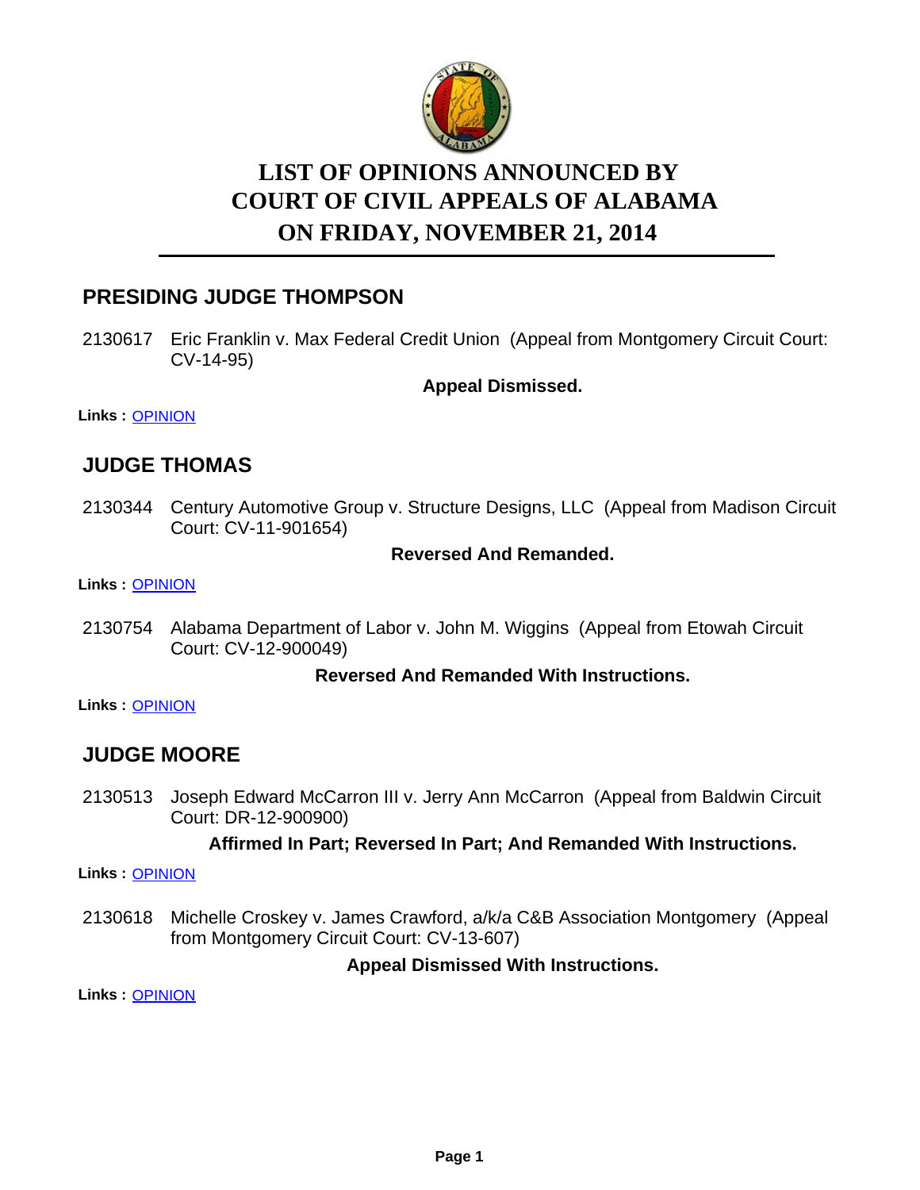# LIST OF OPINIONS ANNOUNCED BY COURT OF CIVIL APPEALS OF ALABAMA ON FRIDAY, NOVEMBER 21, 2014

## PRESIDING JUDGE THOMPSON

2130617 Eric Franklin v. Max Federal Credit Union (Appeal from Montgomery Circuit Court: CV-14-95)

**Appeal Dismissed.**

**Links :** OPINION

## JUDGE THOMAS

2130344 Century Automotive Group v. Structure Designs, LLC (Appeal from Madison Circuit Court: CV-11-901654)

**Reversed And Remanded.**

**Links :** OPINION

2130754 Alabama Department of Labor v. John M. Wiggins (Appeal from Etowah Circuit Court: CV-12-900049)

**Reversed And Remanded With Instructions.**

**Links :** OPINION

## JUDGE MOORE

2130513 Joseph Edward McCarron III v. Jerry Ann McCarron (Appeal from Baldwin Circuit Court: DR-12-900900)

**Affirmed In Part; Reversed In Part; And Remanded With Instructions.**

**Links :** OPINION

2130618 Michelle Croskey v. James Crawford, a/k/a C&B Association Montgomery (Appeal from Montgomery Circuit Court: CV-13-607)

**Appeal Dismissed With Instructions.**

**Links :** OPINION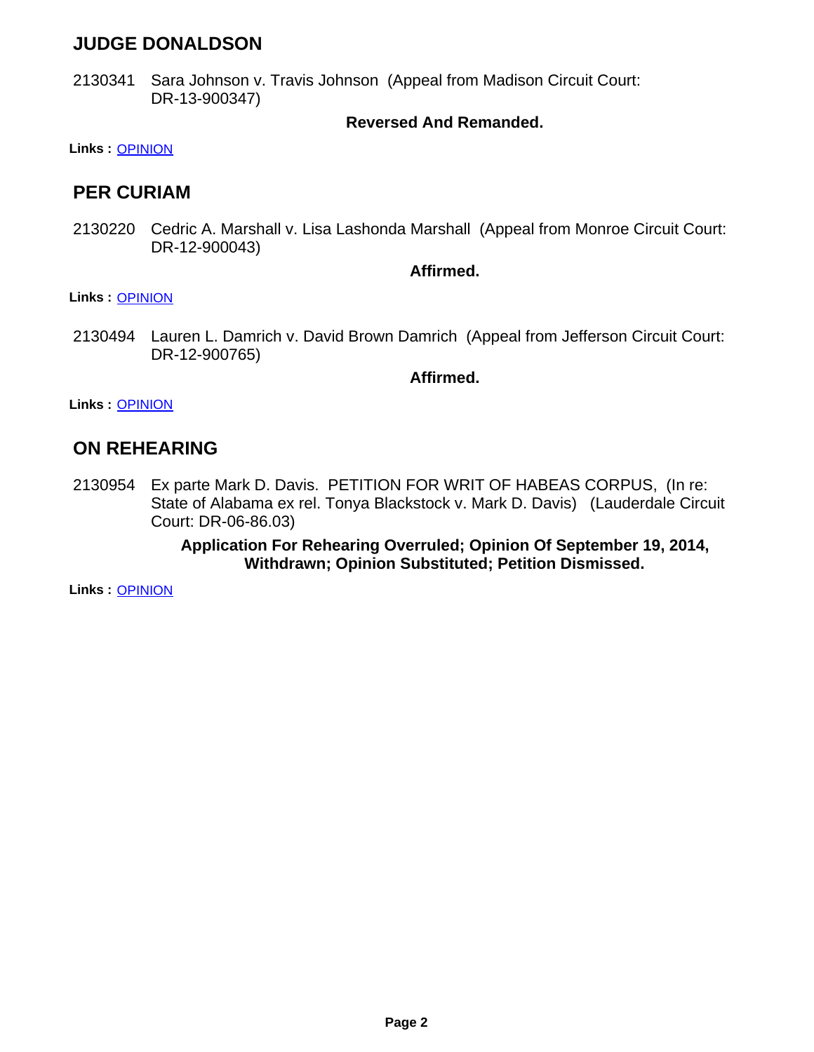## JUDGE DONALDSON

2130341 Sara Johnson v. Travis Johnson (Appeal from Madison Circuit Court: DR-13-900347)

**Reversed And Remanded.**

**Links :** OPINION

## PER CURIAM

2130220 Cedric A. Marshall v. Lisa Lashonda Marshall (Appeal from Monroe Circuit Court: DR-12-900043)

**Affirmed.**

**Links :** OPINION

2130494 Lauren L. Damrich v. David Brown Damrich (Appeal from Jefferson Circuit Court: DR-12-900765)

**Affirmed.**

**Links :** OPINION

## ON REHEARING

2130954 Ex parte Mark D. Davis. PETITION FOR WRIT OF HABEAS CORPUS, (In re: State of Alabama ex rel. Tonya Blackstock v. Mark D. Davis) (Lauderdale Circuit Court: DR-06-86.03)

**Application For Rehearing Overruled; Opinion Of September 19, 2014, Withdrawn; Opinion Substituted; Petition Dismissed.**

**Links :** OPINION